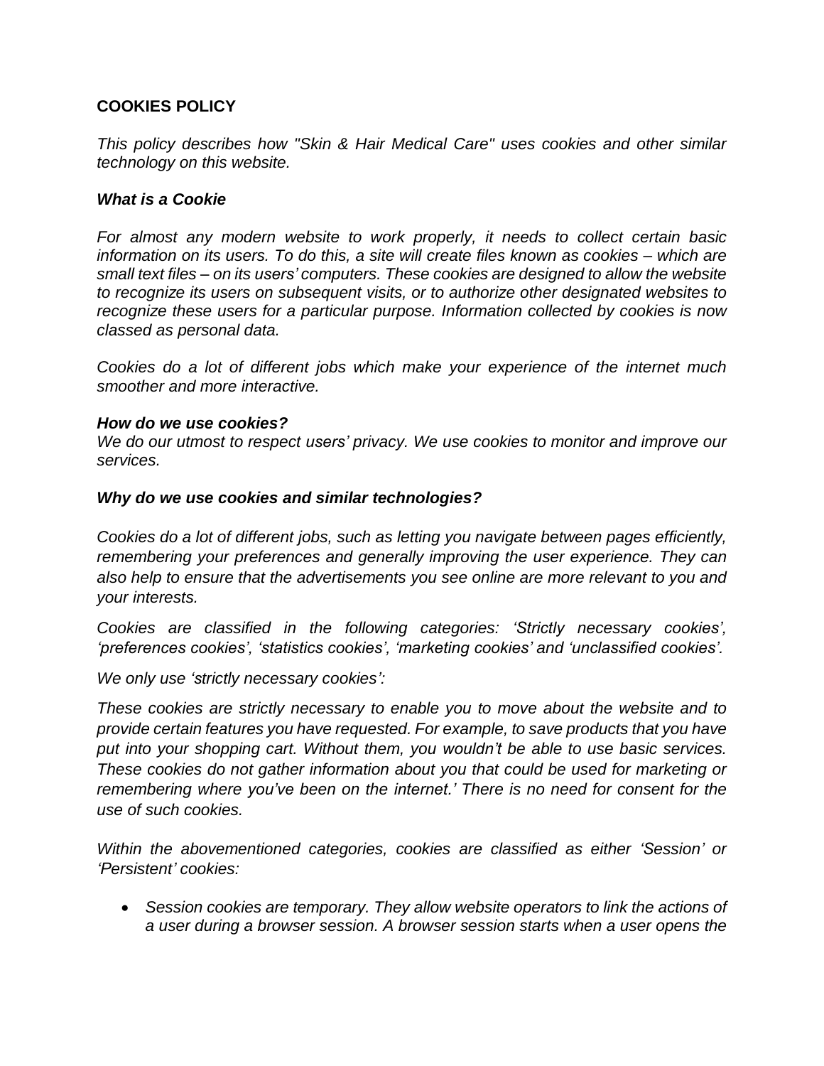# COOKIES POLICY

*This policy describes how "Skin & Hair Medical Care" uses cookies and other similar technology on this website.*

***What is a Cookie***

*For almost any modern website to work properly, it needs to collect certain basic information on its users. To do this, a site will create files known as cookies – which are small text files – on its users' computers. These cookies are designed to allow the website to recognize its users on subsequent visits, or to authorize other designated websites to recognize these users for a particular purpose. Information collected by cookies is now classed as personal data.*

*Cookies do a lot of different jobs which make your experience of the internet much smoother and more interactive.*

***How do we use cookies?***
*We do our utmost to respect users' privacy. We use cookies to monitor and improve our services.*

***Why do we use cookies and similar technologies?***

*Cookies do a lot of different jobs, such as letting you navigate between pages efficiently, remembering your preferences and generally improving the user experience. They can also help to ensure that the advertisements you see online are more relevant to you and your interests.*

*Cookies are classified in the following categories: 'Strictly necessary cookies', 'preferences cookies', 'statistics cookies', 'marketing cookies' and 'unclassified cookies'.*

*We only use 'strictly necessary cookies':*

*These cookies are strictly necessary to enable you to move about the website and to provide certain features you have requested. For example, to save products that you have put into your shopping cart. Without them, you wouldn't be able to use basic services. These cookies do not gather information about you that could be used for marketing or remembering where you've been on the internet.' There is no need for consent for the use of such cookies.*

*Within the abovementioned categories, cookies are classified as either 'Session' or 'Persistent' cookies:*

- *Session cookies are temporary. They allow website operators to link the actions of a user during a browser session. A browser session starts when a user opens the*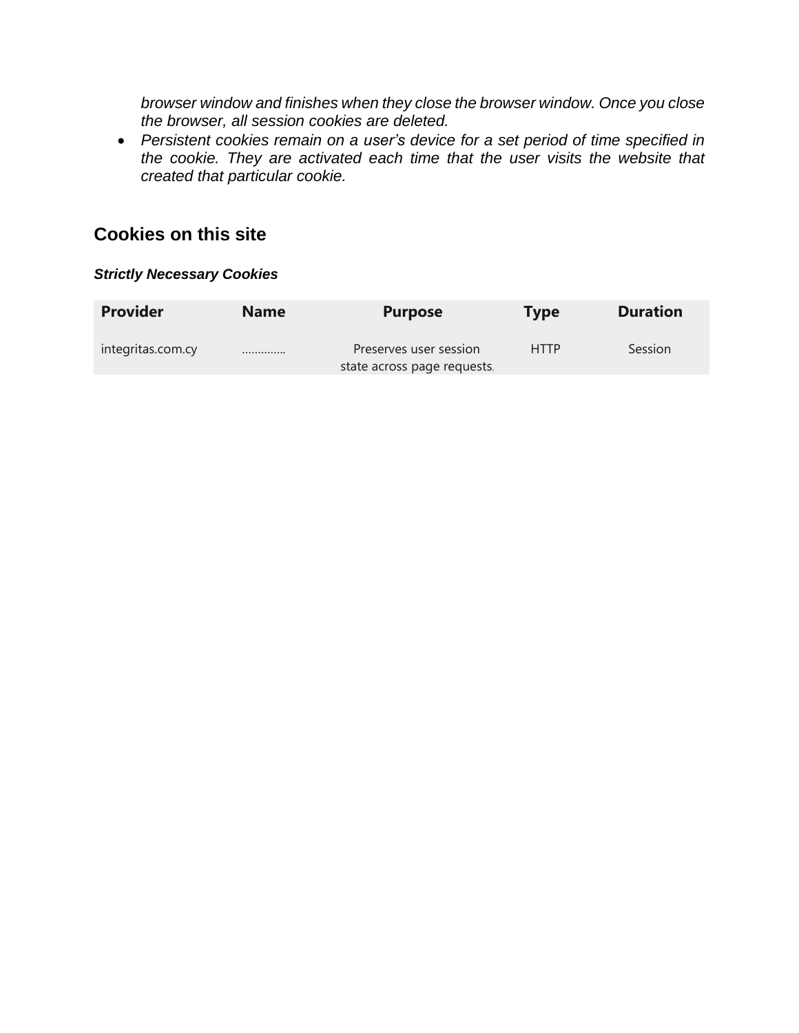*browser window and finishes when they close the browser window. Once you close the browser, all session cookies are deleted.*

- *Persistent cookies remain on a user's device for a set period of time specified in the cookie. They are activated each time that the user visits the website that created that particular cookie.*

## Cookies on this site

### *Strictly Necessary Cookies*

| Provider | Name | Purpose | Type | Duration |
|---|---|---|---|---|
| integritas.com.cy | …………. | Preserves user session state across page requests. | HTTP | Session |